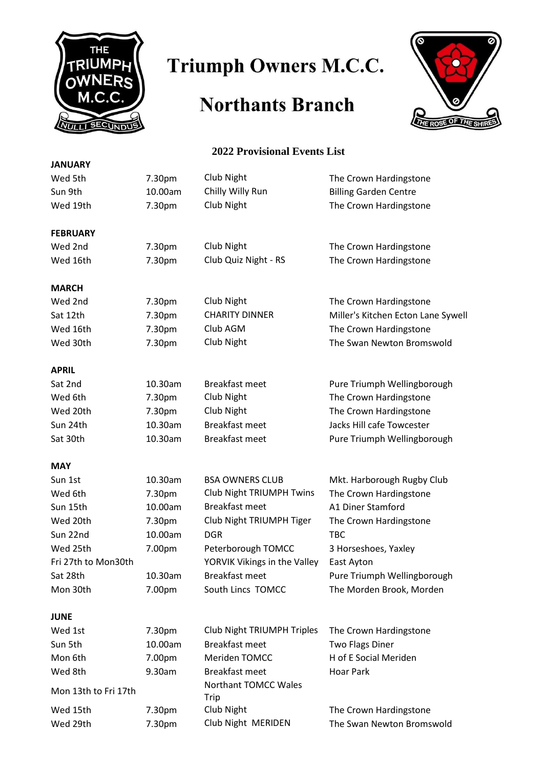# Triumph Owners M.C.C.

## Northants Branch

### 2022 Provisional Events List

| | | | |
|---|---|---|---|
| **JANUARY** | | | |
| Wed 5th | 7.30pm | Club Night | The Crown Hardingstone |
| Sun 9th | 10.00am | Chilly Willy Run | Billing Garden Centre |
| Wed 19th | 7.30pm | Club Night | The Crown Hardingstone |
| **FEBRUARY** | | | |
| Wed 2nd | 7.30pm | Club Night | The Crown Hardingstone |
| Wed 16th | 7.30pm | Club Quiz Night - RS | The Crown Hardingstone |
| **MARCH** | | | |
| Wed 2nd | 7.30pm | Club Night | The Crown Hardingstone |
| Sat 12th | 7.30pm | CHARITY DINNER | Miller's Kitchen Ecton Lane Sywell |
| Wed 16th | 7.30pm | Club AGM | The Crown Hardingstone |
| Wed 30th | 7.30pm | Club Night | The Swan Newton Bromswold |
| **APRIL** | | | |
| Sat 2nd | 10.30am | Breakfast meet | Pure Triumph Wellingborough |
| Wed 6th | 7.30pm | Club Night | The Crown Hardingstone |
| Wed 20th | 7.30pm | Club Night | The Crown Hardingstone |
| Sun 24th | 10.30am | Breakfast meet | Jacks Hill cafe Towcester |
| Sat 30th | 10.30am | Breakfast meet | Pure Triumph Wellingborough |
| **MAY** | | | |
| Sun 1st | 10.30am | BSA OWNERS CLUB | Mkt. Harborough Rugby Club |
| Wed 6th | 7.30pm | Club Night TRIUMPH Twins | The Crown Hardingstone |
| Sun 15th | 10.00am | Breakfast meet | A1 Diner Stamford |
| Wed 20th | 7.30pm | Club Night TRIUMPH Tiger | The Crown Hardingstone |
| Sun 22nd | 10.00am | DGR | TBC |
| Wed 25th | 7.00pm | Peterborough TOMCC | 3 Horseshoes, Yaxley |
| Fri 27th to Mon30th | | YORVIK Vikings in the Valley | East Ayton |
| Sat 28th | 10.30am | Breakfast meet | Pure Triumph Wellingborough |
| Mon 30th | 7.00pm | South Lincs TOMCC | The Morden Brook, Morden |
| **JUNE** | | | |
| Wed 1st | 7.30pm | Club Night TRIUMPH Triples | The Crown Hardingstone |
| Sun 5th | 10.00am | Breakfast meet | Two Flags Diner |
| Mon 6th | 7.00pm | Meriden TOMCC | H of E Social Meriden |
| Wed 8th | 9.30am | Breakfast meet | Hoar Park |
| Mon 13th to Fri 17th | | Northant TOMCC Wales Trip | |
| Wed 15th | 7.30pm | Club Night | The Crown Hardingstone |
| Wed 29th | 7.30pm | Club Night MERIDEN | The Swan Newton Bromswold |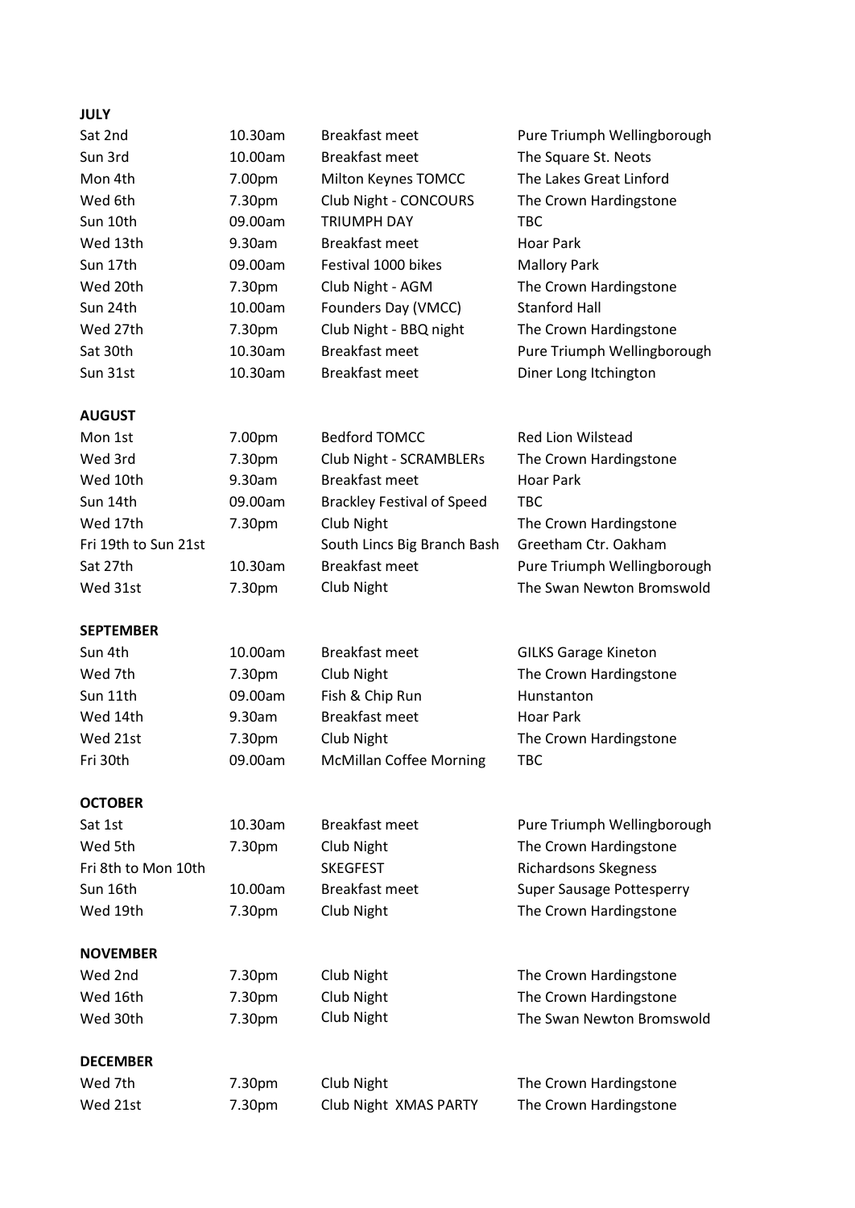**JULY**

| | | | |
|---|---|---|---|
| Sat 2nd | 10.30am | Breakfast meet | Pure Triumph Wellingborough |
| Sun 3rd | 10.00am | Breakfast meet | The Square St. Neots |
| Mon 4th | 7.00pm | Milton Keynes TOMCC | The Lakes Great Linford |
| Wed 6th | 7.30pm | Club Night - CONCOURS | The Crown Hardingstone |
| Sun 10th | 09.00am | TRIUMPH DAY | TBC |
| Wed 13th | 9.30am | Breakfast meet | Hoar Park |
| Sun 17th | 09.00am | Festival 1000 bikes | Mallory Park |
| Wed 20th | 7.30pm | Club Night - AGM | The Crown Hardingstone |
| Sun 24th | 10.00am | Founders Day (VMCC) | Stanford Hall |
| Wed 27th | 7.30pm | Club Night - BBQ night | The Crown Hardingstone |
| Sat 30th | 10.30am | Breakfast meet | Pure Triumph Wellingborough |
| Sun 31st | 10.30am | Breakfast meet | Diner Long Itchington |

**AUGUST**

| | | | |
|---|---|---|---|
| Mon 1st | 7.00pm | Bedford TOMCC | Red Lion Wilstead |
| Wed 3rd | 7.30pm | Club Night - SCRAMBLERs | The Crown Hardingstone |
| Wed 10th | 9.30am | Breakfast meet | Hoar Park |
| Sun 14th | 09.00am | Brackley Festival of Speed | TBC |
| Wed 17th | 7.30pm | Club Night | The Crown Hardingstone |
| Fri 19th to Sun 21st | | South Lincs Big Branch Bash | Greetham Ctr. Oakham |
| Sat 27th | 10.30am | Breakfast meet | Pure Triumph Wellingborough |
| Wed 31st | 7.30pm | Club Night | The Swan Newton Bromswold |

**SEPTEMBER**

| | | | |
|---|---|---|---|
| Sun 4th | 10.00am | Breakfast meet | GILKS Garage Kineton |
| Wed 7th | 7.30pm | Club Night | The Crown Hardingstone |
| Sun 11th | 09.00am | Fish & Chip Run | Hunstanton |
| Wed 14th | 9.30am | Breakfast meet | Hoar Park |
| Wed 21st | 7.30pm | Club Night | The Crown Hardingstone |
| Fri 30th | 09.00am | McMillan Coffee Morning | TBC |

**OCTOBER**

| | | | |
|---|---|---|---|
| Sat 1st | 10.30am | Breakfast meet | Pure Triumph Wellingborough |
| Wed 5th | 7.30pm | Club Night | The Crown Hardingstone |
| Fri 8th to Mon 10th | | SKEGFEST | Richardsons Skegness |
| Sun 16th | 10.00am | Breakfast meet | Super Sausage Pottesperry |
| Wed 19th | 7.30pm | Club Night | The Crown Hardingstone |

**NOVEMBER**

| | | | |
|---|---|---|---|
| Wed 2nd | 7.30pm | Club Night | The Crown Hardingstone |
| Wed 16th | 7.30pm | Club Night | The Crown Hardingstone |
| Wed 30th | 7.30pm | Club Night | The Swan Newton Bromswold |

**DECEMBER**

| | | | |
|---|---|---|---|
| Wed 7th | 7.30pm | Club Night | The Crown Hardingstone |
| Wed 21st | 7.30pm | Club Night XMAS PARTY | The Crown Hardingstone |